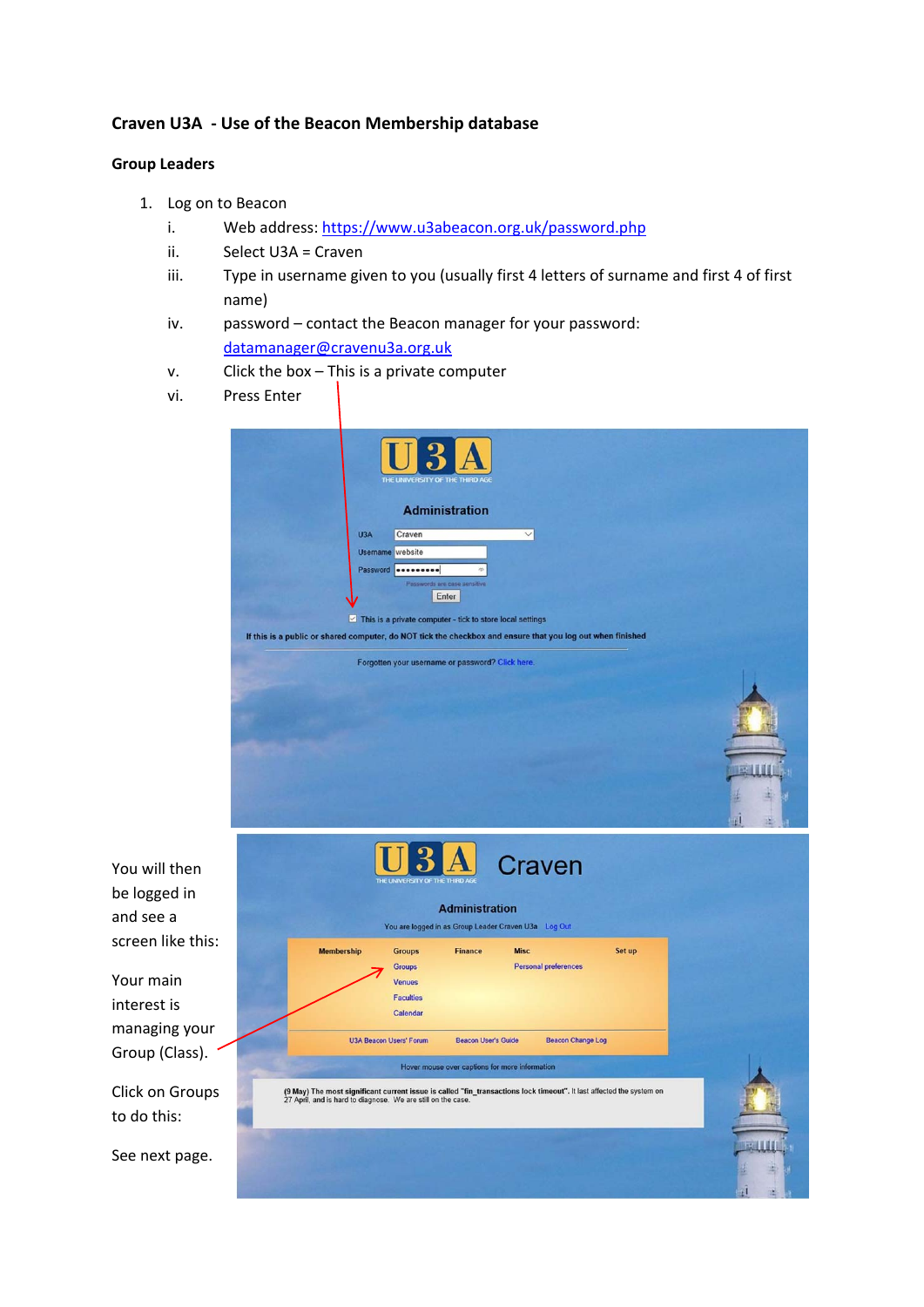**Craven U3A - Use of the Beacon Membership database**

**Group Leaders**

1. Log on to Beacon
   - i. Web address: [https://www.u3abeacon.org.uk/password.php](https://www.u3abeacon.org.uk/password.php)
   - ii. Select U3A = Craven
   - iii. Type in username given to you (usually first 4 letters of surname and first 4 of first name)
   - iv. password – contact the Beacon manager for your password: [datamanager@cravenu3a.org.uk](mailto:datamanager@cravenu3a.org.uk)
   - v. Click the box – This is a private computer
   - vi. Press Enter

You will then be logged in and see a screen like this:

Your main interest is managing your Group (Class).

Click on Groups to do this:

See next page.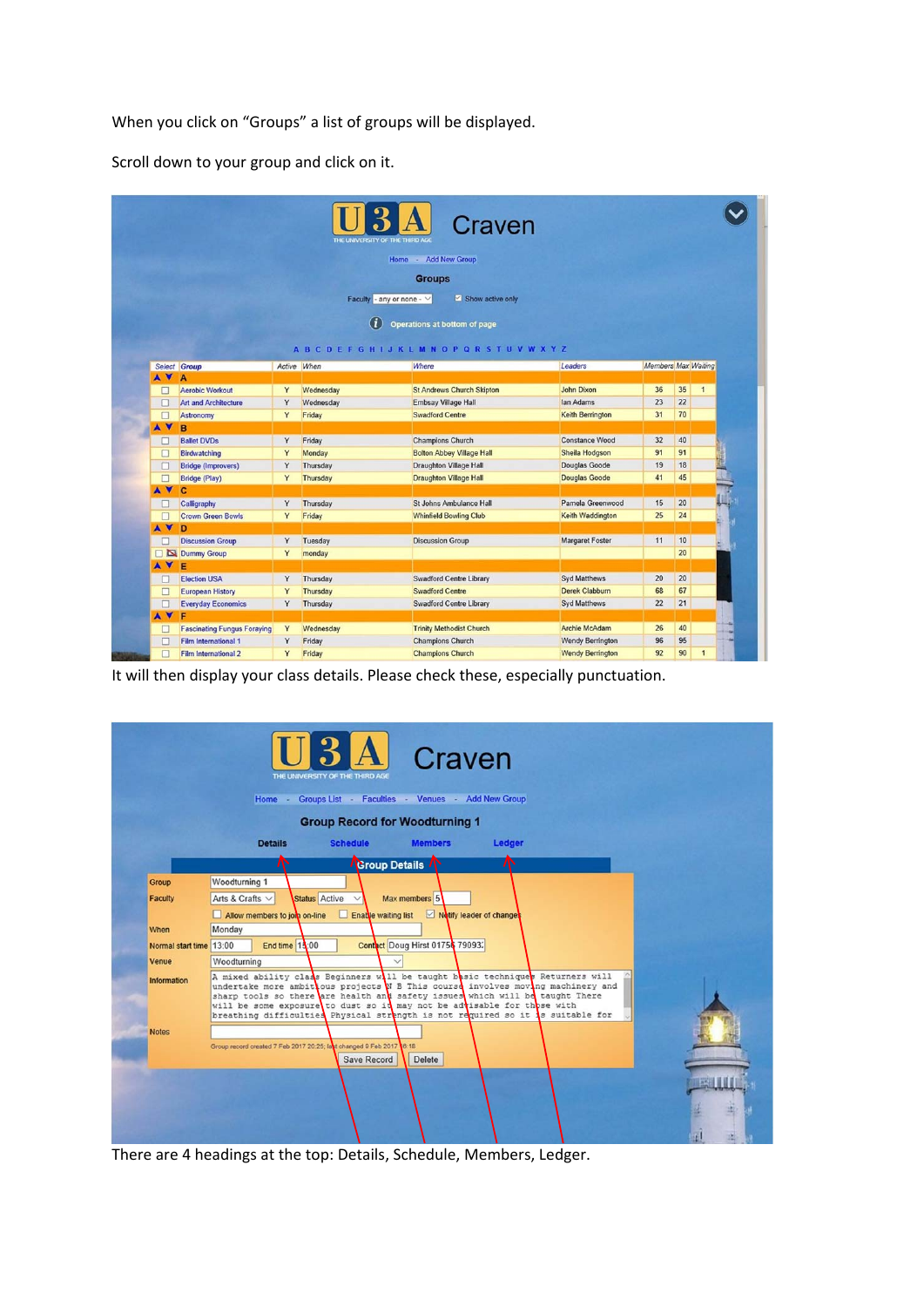When you click on "Groups" a list of groups will be displayed.

Scroll down to your group and click on it.

It will then display your class details. Please check these, especially punctuation.

There are 4 headings at the top: Details, Schedule, Members, Ledger.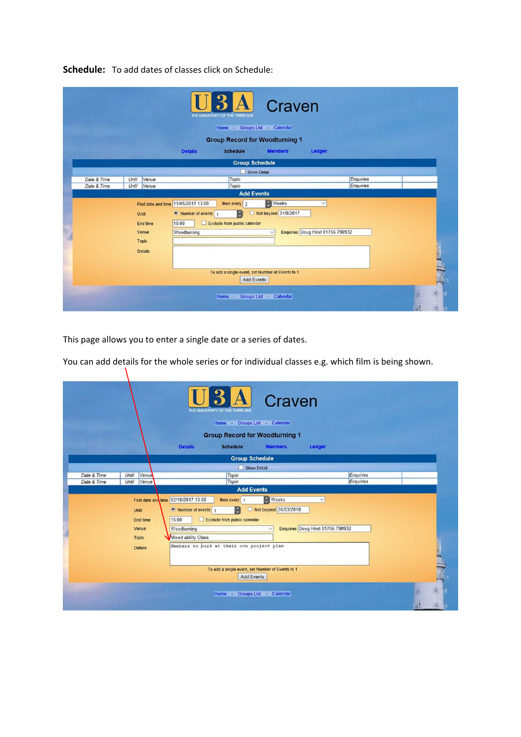**Schedule:** To add dates of classes click on Schedule:

U3A Craven

THE UNIVERSITY OF THE THIRD AGE

Home - Groups List - Calendar

Group Record for Woodturning 1

Details Schedule Members Ledger

Group Schedule

Show Detail

| Date & Time | Until | Venue | Topic | Enquiries |
|---|---|---|---|---|
| Date & Time | Until | Venue | Topic | Enquiries |

Add Events

First date and time 11/05/2017 13:00 then every 2 Weeks

Until Number of events 1 Not beyond 31/8/2017

End time 15:00 Exclude from public calendar

Venue Woodturning Enquiries Doug Hirst 01756 790932

Topic

Details

To add a single event, set Number of Events to 1

Add Events

Home - Groups List - Calendar

This page allows you to enter a single date or a series of dates.

You can add details for the whole series or for individual classes e.g. which film is being shown.

U3A Craven

THE UNIVERSITY OF THE THIRD AGE

Home - Groups List - Calendar

Group Record for Woodturning 1

Details Schedule Members Ledger

Group Schedule

Show Detail

| Date & Time | Until | Venue | Topic | Enquiries |
|---|---|---|---|---|
| Date & Time | Until | Venue | Topic | Enquiries |

Add Events

First date and time 02/10/2017 13:00 then every 1 Weeks

Until Number of events 1 Not beyond 26/03/2018

End time 15:00 Exclude from public calendar

Venue Woodturning Enquiries Doug Hirst 01756 790932

Topic Mixed ability Class

Details Members to work at their own project plan

To add a single event, set Number of Events to 1

Add Events

Home - Groups List - Calendar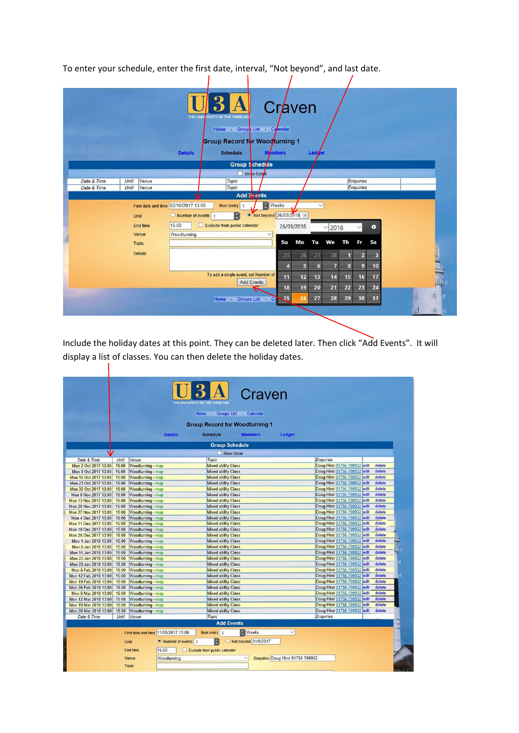To enter your schedule, enter the first date, interval, "Not beyond", and last date.

Include the holiday dates at this point. They can be deleted later. Then click "Add Events". It will display a list of classes. You can then delete the holiday dates.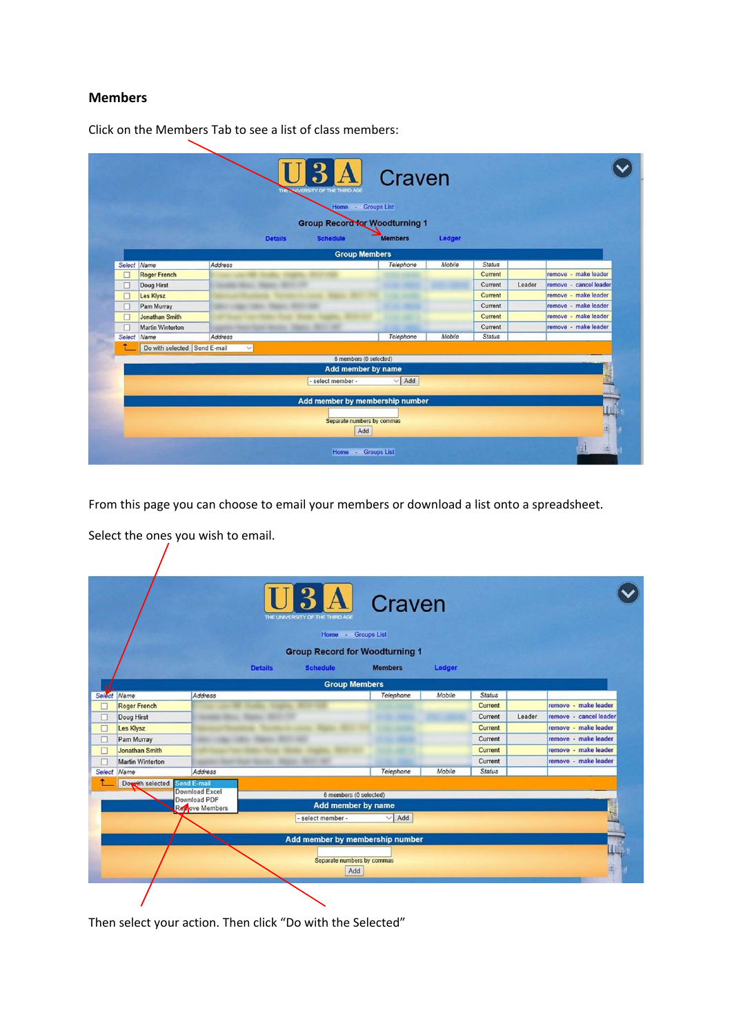## Members

Click on the Members Tab to see a list of class members:

From this page you can choose to email your members or download a list onto a spreadsheet.

Select the ones you wish to email.

Then select your action. Then click "Do with the Selected"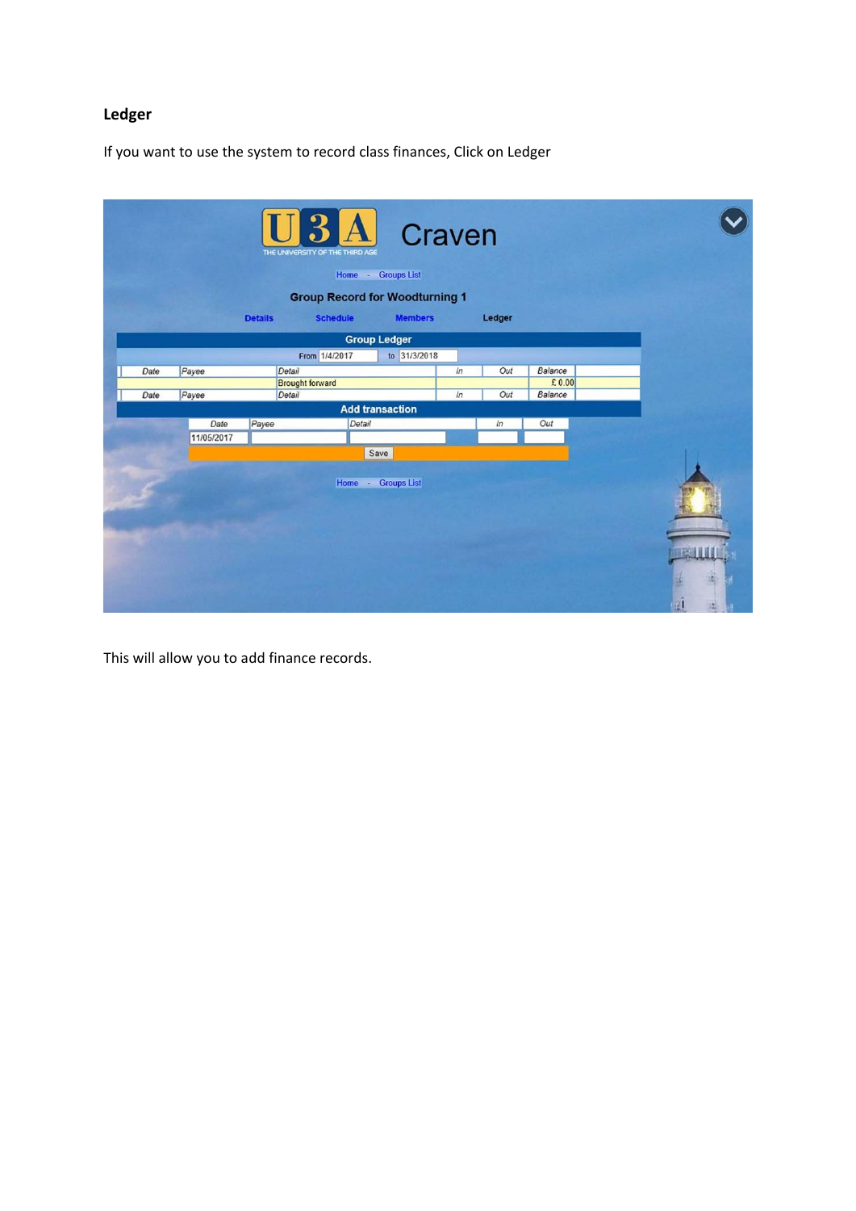## Ledger

If you want to use the system to record class finances, Click on Ledger

This will allow you to add finance records.